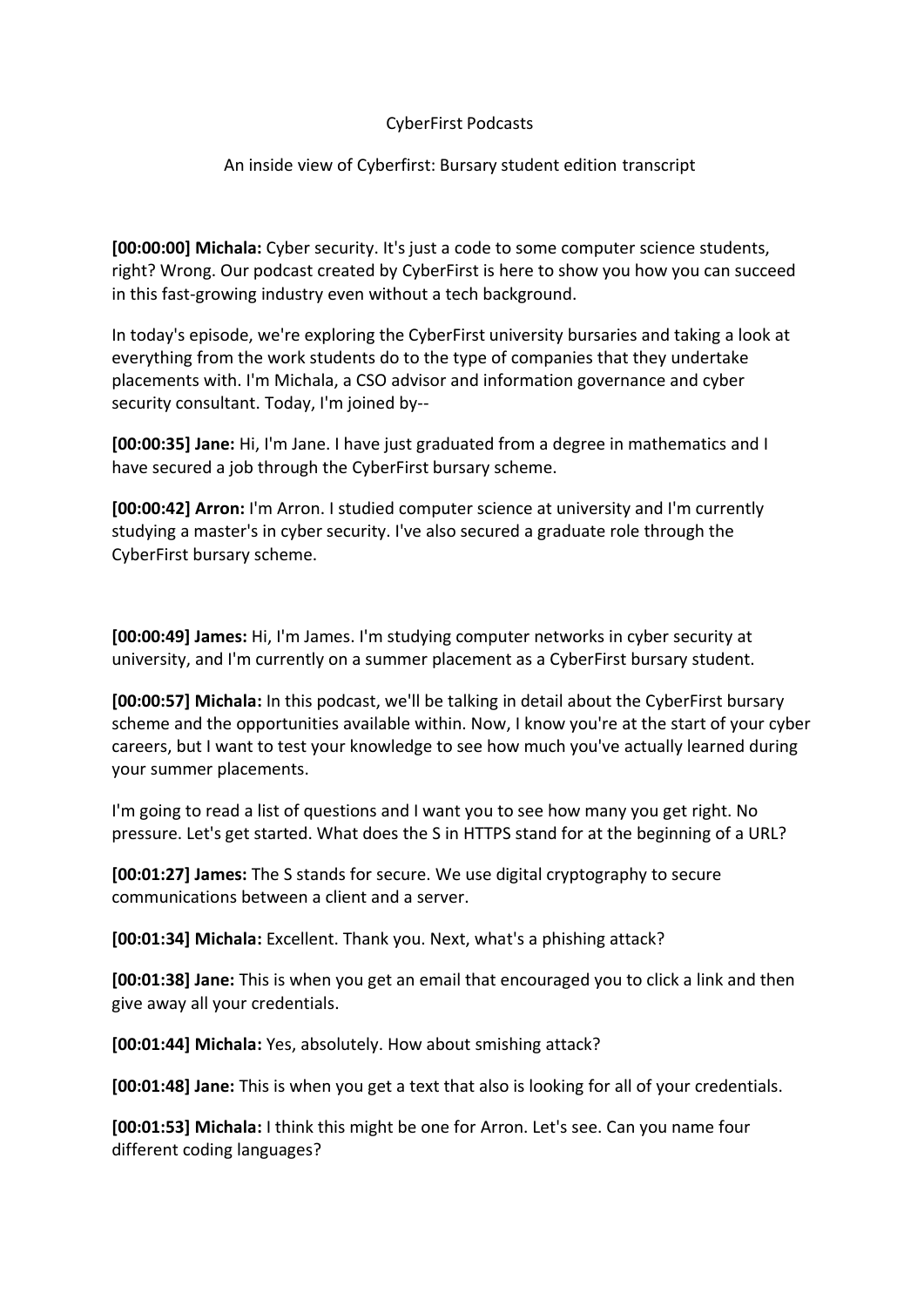CyberFirst Podcasts

An inside view of Cyberfirst: Bursary student edition transcript

**[00:00:00] Michala:** Cyber security. It's just a code to some computer science students, right? Wrong. Our podcast created by CyberFirst is here to show you how you can succeed in this fast-growing industry even without a tech background.

In today's episode, we're exploring the CyberFirst university bursaries and taking a look at everything from the work students do to the type of companies that they undertake placements with. I'm Michala, a CSO advisor and information governance and cyber security consultant. Today, I'm joined by--

**[00:00:35] Jane:** Hi, I'm Jane. I have just graduated from a degree in mathematics and I have secured a job through the CyberFirst bursary scheme.

**[00:00:42] Arron:** I'm Arron. I studied computer science at university and I'm currently studying a master's in cyber security. I've also secured a graduate role through the CyberFirst bursary scheme.

**[00:00:49] James:** Hi, I'm James. I'm studying computer networks in cyber security at university, and I'm currently on a summer placement as a CyberFirst bursary student.

**[00:00:57] Michala:** In this podcast, we'll be talking in detail about the CyberFirst bursary scheme and the opportunities available within. Now, I know you're at the start of your cyber careers, but I want to test your knowledge to see how much you've actually learned during your summer placements.

I'm going to read a list of questions and I want you to see how many you get right. No pressure. Let's get started. What does the S in HTTPS stand for at the beginning of a URL?

**[00:01:27] James:** The S stands for secure. We use digital cryptography to secure communications between a client and a server.

**[00:01:34] Michala:** Excellent. Thank you. Next, what's a phishing attack?

**[00:01:38] Jane:** This is when you get an email that encouraged you to click a link and then give away all your credentials.

**[00:01:44] Michala:** Yes, absolutely. How about smishing attack?

**[00:01:48] Jane:** This is when you get a text that also is looking for all of your credentials.

**[00:01:53] Michala:** I think this might be one for Arron. Let's see. Can you name four different coding languages?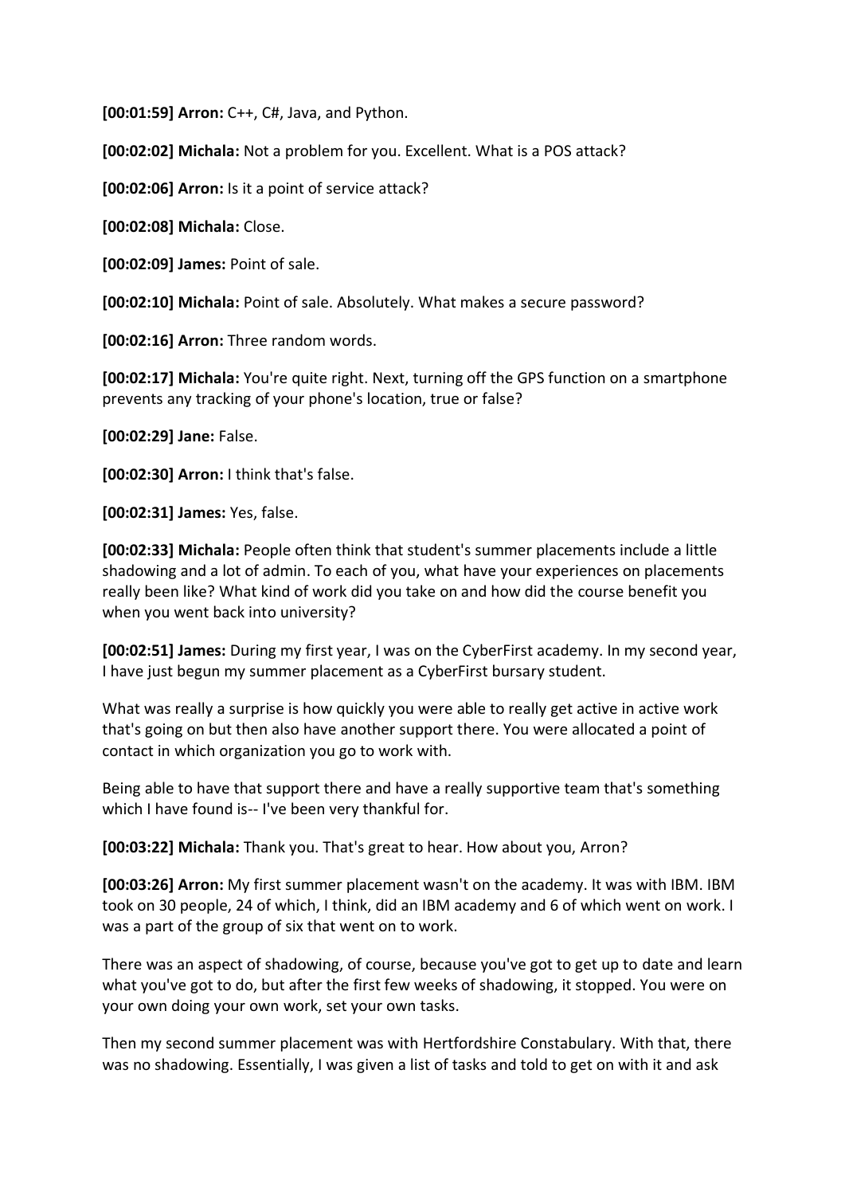**[00:01:59] Arron:** C++, C#, Java, and Python.

**[00:02:02] Michala:** Not a problem for you. Excellent. What is a POS attack?

**[00:02:06] Arron:** Is it a point of service attack?

**[00:02:08] Michala:** Close.

**[00:02:09] James:** Point of sale.

**[00:02:10] Michala:** Point of sale. Absolutely. What makes a secure password?

**[00:02:16] Arron:** Three random words.

**[00:02:17] Michala:** You're quite right. Next, turning off the GPS function on a smartphone prevents any tracking of your phone's location, true or false?

**[00:02:29] Jane:** False.

**[00:02:30] Arron:** I think that's false.

**[00:02:31] James:** Yes, false.

**[00:02:33] Michala:** People often think that student's summer placements include a little shadowing and a lot of admin. To each of you, what have your experiences on placements really been like? What kind of work did you take on and how did the course benefit you when you went back into university?

**[00:02:51] James:** During my first year, I was on the CyberFirst academy. In my second year, I have just begun my summer placement as a CyberFirst bursary student.

What was really a surprise is how quickly you were able to really get active in active work that's going on but then also have another support there. You were allocated a point of contact in which organization you go to work with.

Being able to have that support there and have a really supportive team that's something which I have found is-- I've been very thankful for.

**[00:03:22] Michala:** Thank you. That's great to hear. How about you, Arron?

**[00:03:26] Arron:** My first summer placement wasn't on the academy. It was with IBM. IBM took on 30 people, 24 of which, I think, did an IBM academy and 6 of which went on work. I was a part of the group of six that went on to work.

There was an aspect of shadowing, of course, because you've got to get up to date and learn what you've got to do, but after the first few weeks of shadowing, it stopped. You were on your own doing your own work, set your own tasks.

Then my second summer placement was with Hertfordshire Constabulary. With that, there was no shadowing. Essentially, I was given a list of tasks and told to get on with it and ask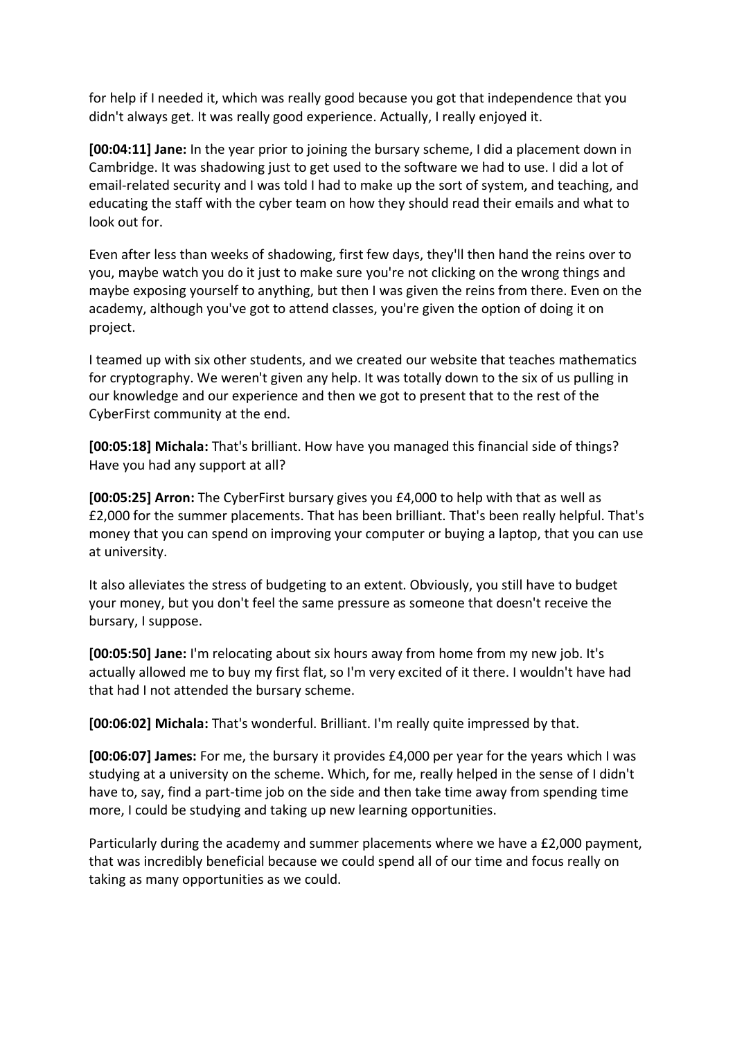for help if I needed it, which was really good because you got that independence that you didn't always get. It was really good experience. Actually, I really enjoyed it.

**[00:04:11] Jane:** In the year prior to joining the bursary scheme, I did a placement down in Cambridge. It was shadowing just to get used to the software we had to use. I did a lot of email-related security and I was told I had to make up the sort of system, and teaching, and educating the staff with the cyber team on how they should read their emails and what to look out for.

Even after less than weeks of shadowing, first few days, they'll then hand the reins over to you, maybe watch you do it just to make sure you're not clicking on the wrong things and maybe exposing yourself to anything, but then I was given the reins from there. Even on the academy, although you've got to attend classes, you're given the option of doing it on project.

I teamed up with six other students, and we created our website that teaches mathematics for cryptography. We weren't given any help. It was totally down to the six of us pulling in our knowledge and our experience and then we got to present that to the rest of the CyberFirst community at the end.

**[00:05:18] Michala:** That's brilliant. How have you managed this financial side of things? Have you had any support at all?

**[00:05:25] Arron:** The CyberFirst bursary gives you £4,000 to help with that as well as £2,000 for the summer placements. That has been brilliant. That's been really helpful. That's money that you can spend on improving your computer or buying a laptop, that you can use at university.

It also alleviates the stress of budgeting to an extent. Obviously, you still have to budget your money, but you don't feel the same pressure as someone that doesn't receive the bursary, I suppose.

**[00:05:50] Jane:** I'm relocating about six hours away from home from my new job. It's actually allowed me to buy my first flat, so I'm very excited of it there. I wouldn't have had that had I not attended the bursary scheme.

**[00:06:02] Michala:** That's wonderful. Brilliant. I'm really quite impressed by that.

**[00:06:07] James:** For me, the bursary it provides £4,000 per year for the years which I was studying at a university on the scheme. Which, for me, really helped in the sense of I didn't have to, say, find a part-time job on the side and then take time away from spending time more, I could be studying and taking up new learning opportunities.

Particularly during the academy and summer placements where we have a £2,000 payment, that was incredibly beneficial because we could spend all of our time and focus really on taking as many opportunities as we could.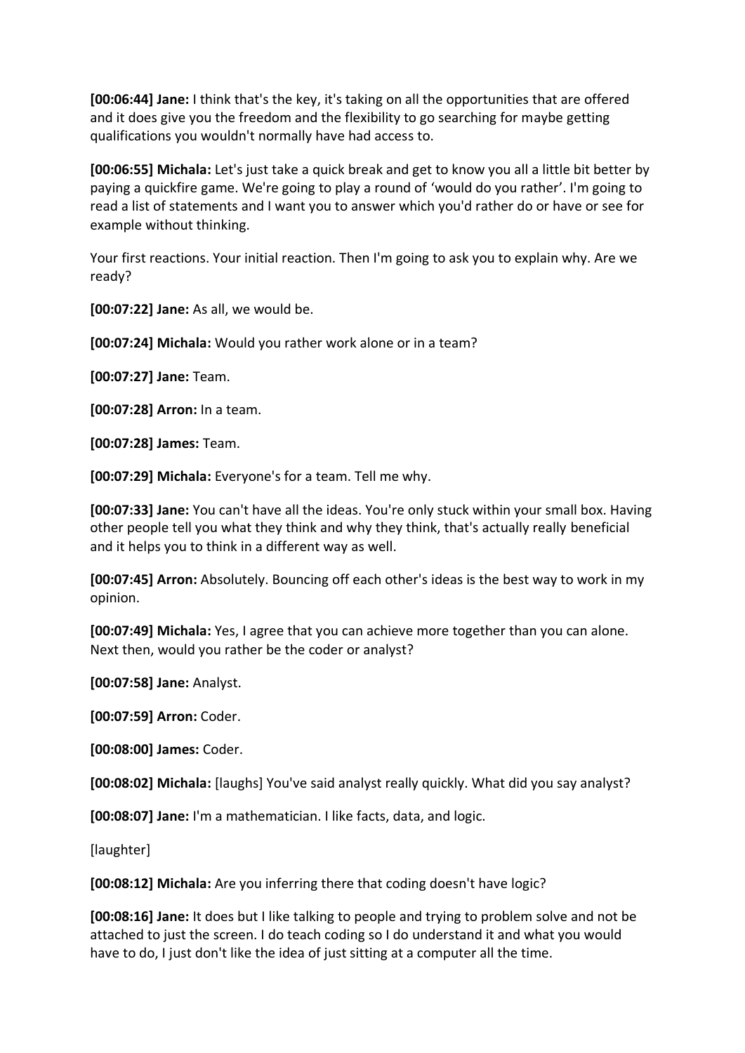**[00:06:44] Jane:** I think that's the key, it's taking on all the opportunities that are offered and it does give you the freedom and the flexibility to go searching for maybe getting qualifications you wouldn't normally have had access to.

**[00:06:55] Michala:** Let's just take a quick break and get to know you all a little bit better by paying a quickfire game. We're going to play a round of 'would do you rather'. I'm going to read a list of statements and I want you to answer which you'd rather do or have or see for example without thinking.

Your first reactions. Your initial reaction. Then I'm going to ask you to explain why. Are we ready?

**[00:07:22] Jane:** As all, we would be.

**[00:07:24] Michala:** Would you rather work alone or in a team?

**[00:07:27] Jane:** Team.

**[00:07:28] Arron:** In a team.

**[00:07:28] James:** Team.

**[00:07:29] Michala:** Everyone's for a team. Tell me why.

**[00:07:33] Jane:** You can't have all the ideas. You're only stuck within your small box. Having other people tell you what they think and why they think, that's actually really beneficial and it helps you to think in a different way as well.

**[00:07:45] Arron:** Absolutely. Bouncing off each other's ideas is the best way to work in my opinion.

**[00:07:49] Michala:** Yes, I agree that you can achieve more together than you can alone. Next then, would you rather be the coder or analyst?

**[00:07:58] Jane:** Analyst.

**[00:07:59] Arron:** Coder.

**[00:08:00] James:** Coder.

**[00:08:02] Michala:** [laughs] You've said analyst really quickly. What did you say analyst?

**[00:08:07] Jane:** I'm a mathematician. I like facts, data, and logic.

[laughter]

**[00:08:12] Michala:** Are you inferring there that coding doesn't have logic?

**[00:08:16] Jane:** It does but I like talking to people and trying to problem solve and not be attached to just the screen. I do teach coding so I do understand it and what you would have to do, I just don't like the idea of just sitting at a computer all the time.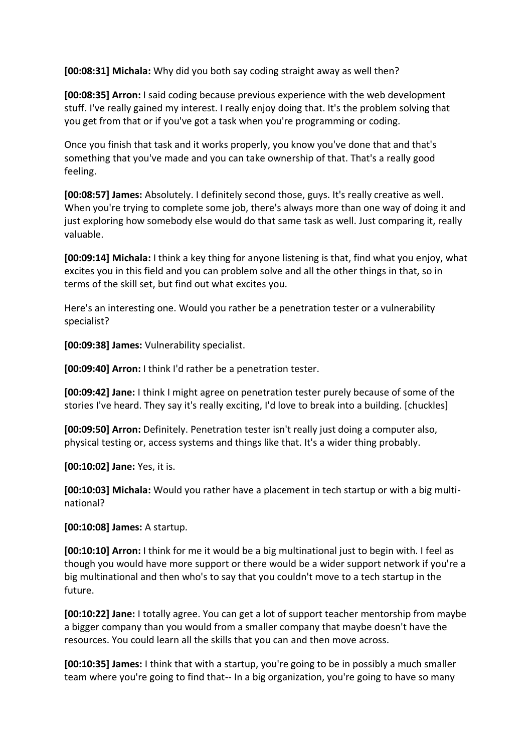**[00:08:31] Michala:** Why did you both say coding straight away as well then?

**[00:08:35] Arron:** I said coding because previous experience with the web development stuff. I've really gained my interest. I really enjoy doing that. It's the problem solving that you get from that or if you've got a task when you're programming or coding.

Once you finish that task and it works properly, you know you've done that and that's something that you've made and you can take ownership of that. That's a really good feeling.

**[00:08:57] James:** Absolutely. I definitely second those, guys. It's really creative as well. When you're trying to complete some job, there's always more than one way of doing it and just exploring how somebody else would do that same task as well. Just comparing it, really valuable.

**[00:09:14] Michala:** I think a key thing for anyone listening is that, find what you enjoy, what excites you in this field and you can problem solve and all the other things in that, so in terms of the skill set, but find out what excites you.

Here's an interesting one. Would you rather be a penetration tester or a vulnerability specialist?

**[00:09:38] James:** Vulnerability specialist.

**[00:09:40] Arron:** I think I'd rather be a penetration tester.

**[00:09:42] Jane:** I think I might agree on penetration tester purely because of some of the stories I've heard. They say it's really exciting, I'd love to break into a building. [chuckles]

**[00:09:50] Arron:** Definitely. Penetration tester isn't really just doing a computer also, physical testing or, access systems and things like that. It's a wider thing probably.

**[00:10:02] Jane:** Yes, it is.

**[00:10:03] Michala:** Would you rather have a placement in tech startup or with a big multi-national?

**[00:10:08] James:** A startup.

**[00:10:10] Arron:** I think for me it would be a big multinational just to begin with. I feel as though you would have more support or there would be a wider support network if you're a big multinational and then who's to say that you couldn't move to a tech startup in the future.

**[00:10:22] Jane:** I totally agree. You can get a lot of support teacher mentorship from maybe a bigger company than you would from a smaller company that maybe doesn't have the resources. You could learn all the skills that you can and then move across.

**[00:10:35] James:** I think that with a startup, you're going to be in possibly a much smaller team where you're going to find that-- In a big organization, you're going to have so many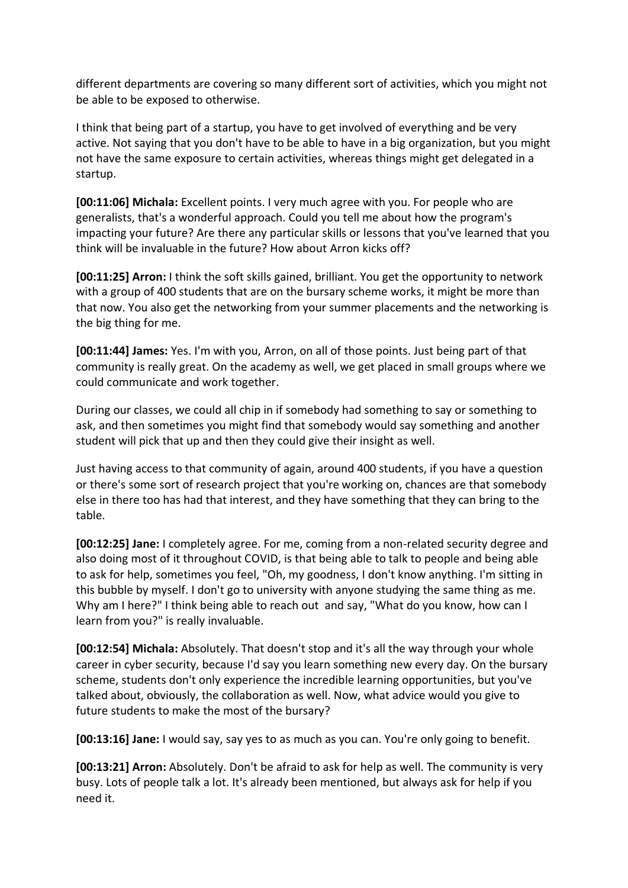different departments are covering so many different sort of activities, which you might not be able to be exposed to otherwise.

I think that being part of a startup, you have to get involved of everything and be very active. Not saying that you don't have to be able to have in a big organization, but you might not have the same exposure to certain activities, whereas things might get delegated in a startup.

**[00:11:06] Michala:** Excellent points. I very much agree with you. For people who are generalists, that's a wonderful approach. Could you tell me about how the program's impacting your future? Are there any particular skills or lessons that you've learned that you think will be invaluable in the future? How about Arron kicks off?

**[00:11:25] Arron:** I think the soft skills gained, brilliant. You get the opportunity to network with a group of 400 students that are on the bursary scheme works, it might be more than that now. You also get the networking from your summer placements and the networking is the big thing for me.

**[00:11:44] James:** Yes. I'm with you, Arron, on all of those points. Just being part of that community is really great. On the academy as well, we get placed in small groups where we could communicate and work together.

During our classes, we could all chip in if somebody had something to say or something to ask, and then sometimes you might find that somebody would say something and another student will pick that up and then they could give their insight as well.

Just having access to that community of again, around 400 students, if you have a question or there's some sort of research project that you're working on, chances are that somebody else in there too has had that interest, and they have something that they can bring to the table.

**[00:12:25] Jane:** I completely agree. For me, coming from a non-related security degree and also doing most of it throughout COVID, is that being able to talk to people and being able to ask for help, sometimes you feel, "Oh, my goodness, I don't know anything. I'm sitting in this bubble by myself. I don't go to university with anyone studying the same thing as me. Why am I here?" I think being able to reach out and say, "What do you know, how can I learn from you?" is really invaluable.

**[00:12:54] Michala:** Absolutely. That doesn't stop and it's all the way through your whole career in cyber security, because I'd say you learn something new every day. On the bursary scheme, students don't only experience the incredible learning opportunities, but you've talked about, obviously, the collaboration as well. Now, what advice would you give to future students to make the most of the bursary?

**[00:13:16] Jane:** I would say, say yes to as much as you can. You're only going to benefit.

**[00:13:21] Arron:** Absolutely. Don't be afraid to ask for help as well. The community is very busy. Lots of people talk a lot. It's already been mentioned, but always ask for help if you need it.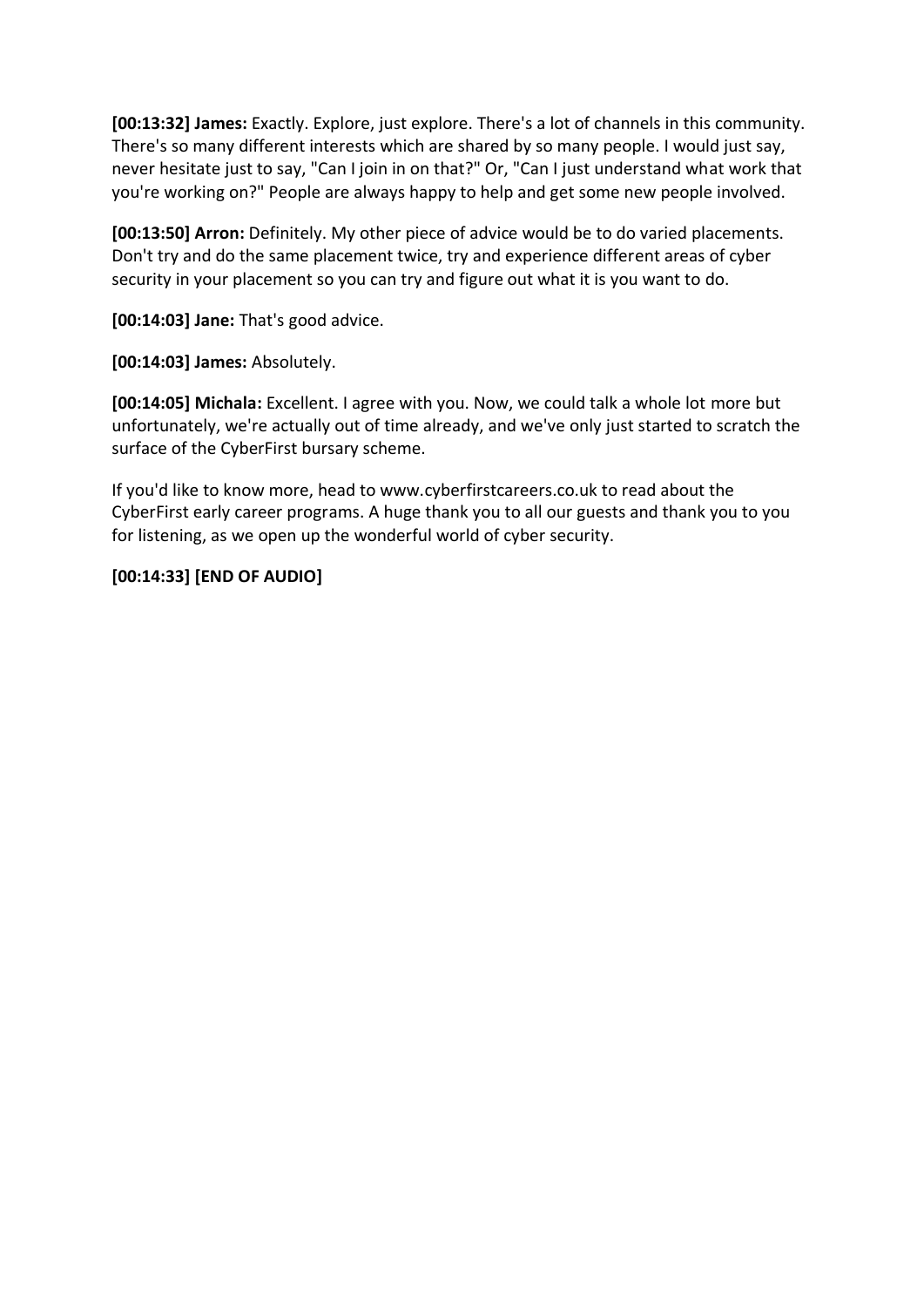**[00:13:32] James:** Exactly. Explore, just explore. There's a lot of channels in this community. There's so many different interests which are shared by so many people. I would just say, never hesitate just to say, "Can I join in on that?" Or, "Can I just understand what work that you're working on?" People are always happy to help and get some new people involved.

**[00:13:50] Arron:** Definitely. My other piece of advice would be to do varied placements. Don't try and do the same placement twice, try and experience different areas of cyber security in your placement so you can try and figure out what it is you want to do.

**[00:14:03] Jane:** That's good advice.

**[00:14:03] James:** Absolutely.

**[00:14:05] Michala:** Excellent. I agree with you. Now, we could talk a whole lot more but unfortunately, we're actually out of time already, and we've only just started to scratch the surface of the CyberFirst bursary scheme.

If you'd like to know more, head to www.cyberfirstcareers.co.uk to read about the CyberFirst early career programs. A huge thank you to all our guests and thank you to you for listening, as we open up the wonderful world of cyber security.

**[00:14:33] [END OF AUDIO]**